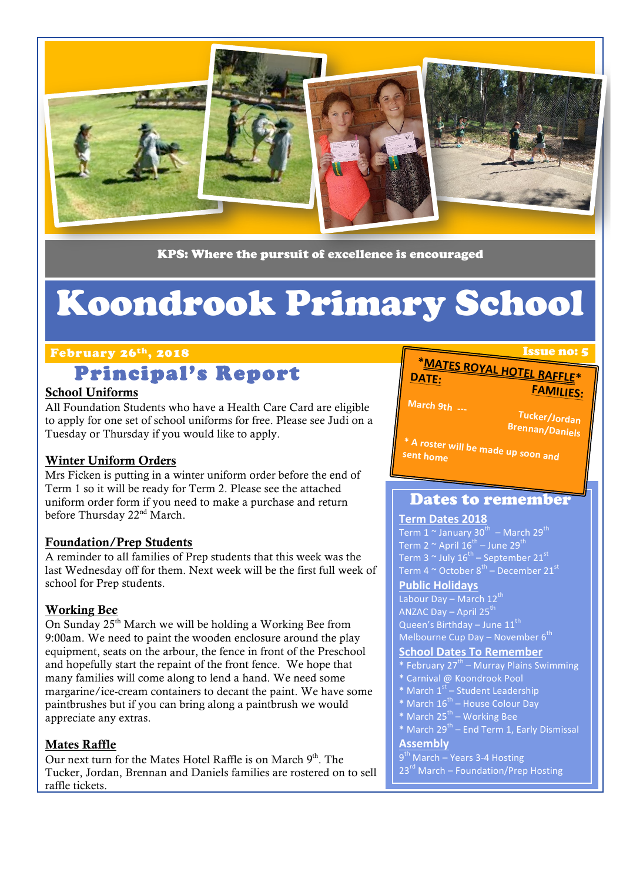KPS: Where the pursuit of excellence is encouraged

# Koondrook Primary School

February 26th, 2018 — Issue no: 5

## Principal's Report

### School Uniforms

All Foundation Students who have a Health Care Card are eligible to apply for one set of school uniforms for free. Please see Judi on a Tuesday or Thursday if you would like to apply.

### Winter Uniform Orders

Mrs Ficken is putting in a winter uniform order before the end of Term 1 so it will be ready for Term 2. Please see the attached uniform order form if you need to make a purchase and return before Thursday 22nd March.

### Foundation/Prep Students

A reminder to all families of Prep students that this week was the last Wednesday off for them. Next week will be the first full week of school for Prep students.

### Working Bee

On Sunday 25th March we will be holding a Working Bee from 9:00am. We need to paint the wooden enclosure around the play equipment, seats on the arbour, the fence in front of the Preschool and hopefully start the repaint of the front fence. We hope that many families will come along to lend a hand. We need some margarine/ice-cream containers to decant the paint. We have some paintbrushes but if you can bring along a paintbrush we would appreciate any extras.

### Mates Raffle

Our next turn for the Mates Hotel Raffle is on March 9th. The Tucker, Jordan, Brennan and Daniels families are rostered on to sell raffle tickets.

---

**\*MATES ROYAL HOTEL RAFFLE\***

| DATE: | FAMILIES: |
| --- | --- |
| March 9th --- | Tucker/Jordan Brennan/Daniels |

\* A roster will be made up soon and sent home

---

## Dates to remember

**Term Dates 2018**

Term 1 ~ January 30th – March 29th
Term 2 ~ April 16th – June 29th
Term 3 ~ July 16th – September 21st
Term 4 ~ October 8th – December 21st

**Public Holidays**

Labour Day – March 12th
ANZAC Day – April 25th
Queen's Birthday – June 11th
Melbourne Cup Day – November 6th

**School Dates To Remember**

- February 27th – Murray Plains Swimming
- Carnival @ Koondrook Pool
- March 1st – Student Leadership
- March 16th – House Colour Day
- March 25th – Working Bee
- March 29th – End Term 1, Early Dismissal

**Assembly**

9th March – Years 3-4 Hosting
23rd March – Foundation/Prep Hosting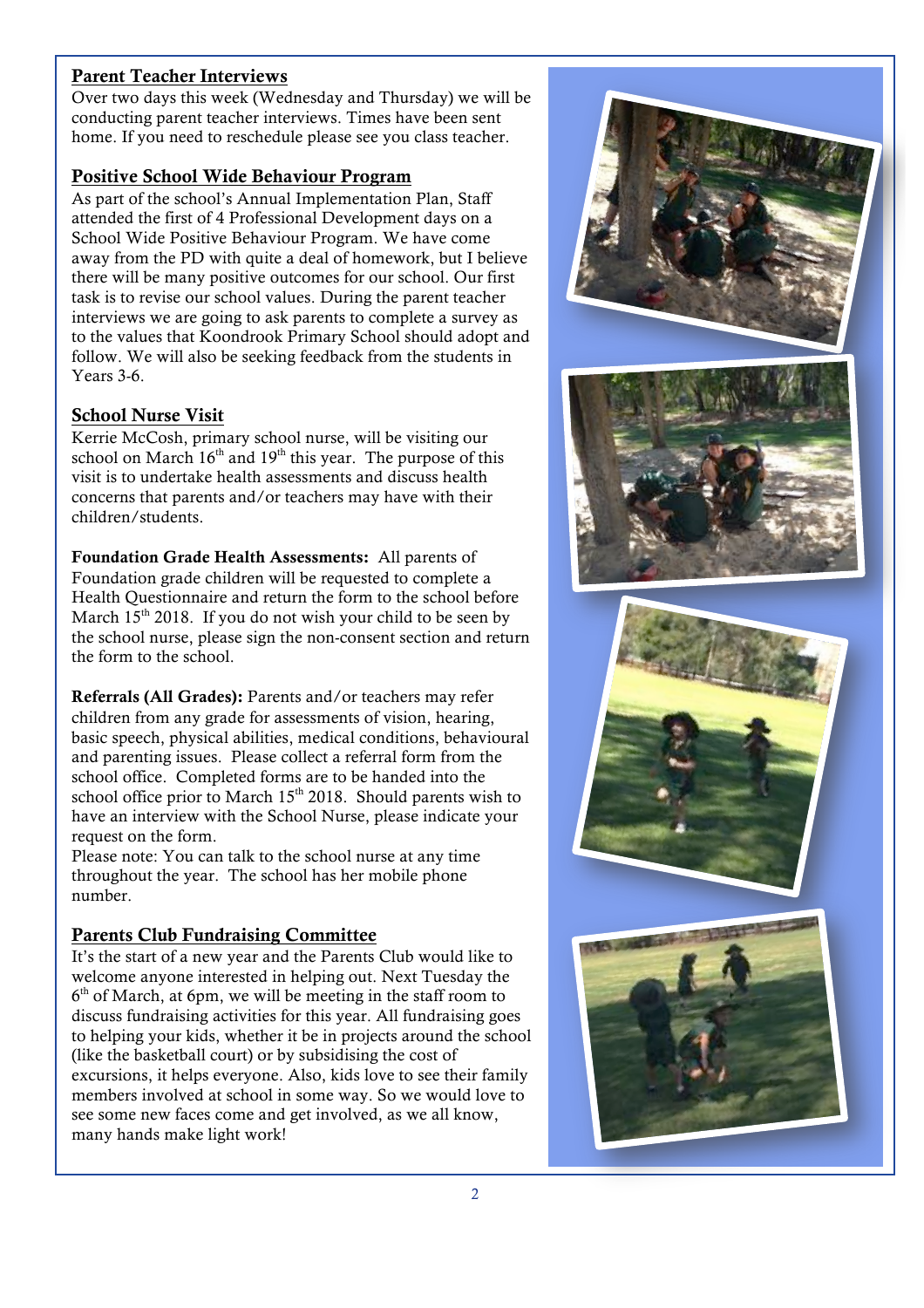## Parent Teacher Interviews

Over two days this week (Wednesday and Thursday) we will be conducting parent teacher interviews. Times have been sent home. If you need to reschedule please see you class teacher.

## Positive School Wide Behaviour Program

As part of the school's Annual Implementation Plan, Staff attended the first of 4 Professional Development days on a School Wide Positive Behaviour Program. We have come away from the PD with quite a deal of homework, but I believe there will be many positive outcomes for our school. Our first task is to revise our school values. During the parent teacher interviews we are going to ask parents to complete a survey as to the values that Koondrook Primary School should adopt and follow. We will also be seeking feedback from the students in Years 3-6.

## School Nurse Visit

Kerrie McCosh, primary school nurse, will be visiting our school on March 16th and 19th this year. The purpose of this visit is to undertake health assessments and discuss health concerns that parents and/or teachers may have with their children/students.

**Foundation Grade Health Assessments:** All parents of Foundation grade children will be requested to complete a Health Questionnaire and return the form to the school before March 15th 2018. If you do not wish your child to be seen by the school nurse, please sign the non-consent section and return the form to the school.

**Referrals (All Grades):** Parents and/or teachers may refer children from any grade for assessments of vision, hearing, basic speech, physical abilities, medical conditions, behavioural and parenting issues. Please collect a referral form from the school office. Completed forms are to be handed into the school office prior to March 15th 2018. Should parents wish to have an interview with the School Nurse, please indicate your request on the form.

Please note: You can talk to the school nurse at any time throughout the year. The school has her mobile phone number.

## Parents Club Fundraising Committee

It's the start of a new year and the Parents Club would like to welcome anyone interested in helping out. Next Tuesday the 6th of March, at 6pm, we will be meeting in the staff room to discuss fundraising activities for this year. All fundraising goes to helping your kids, whether it be in projects around the school (like the basketball court) or by subsidising the cost of excursions, it helps everyone. Also, kids love to see their family members involved at school in some way. So we would love to see some new faces come and get involved, as we all know, many hands make light work!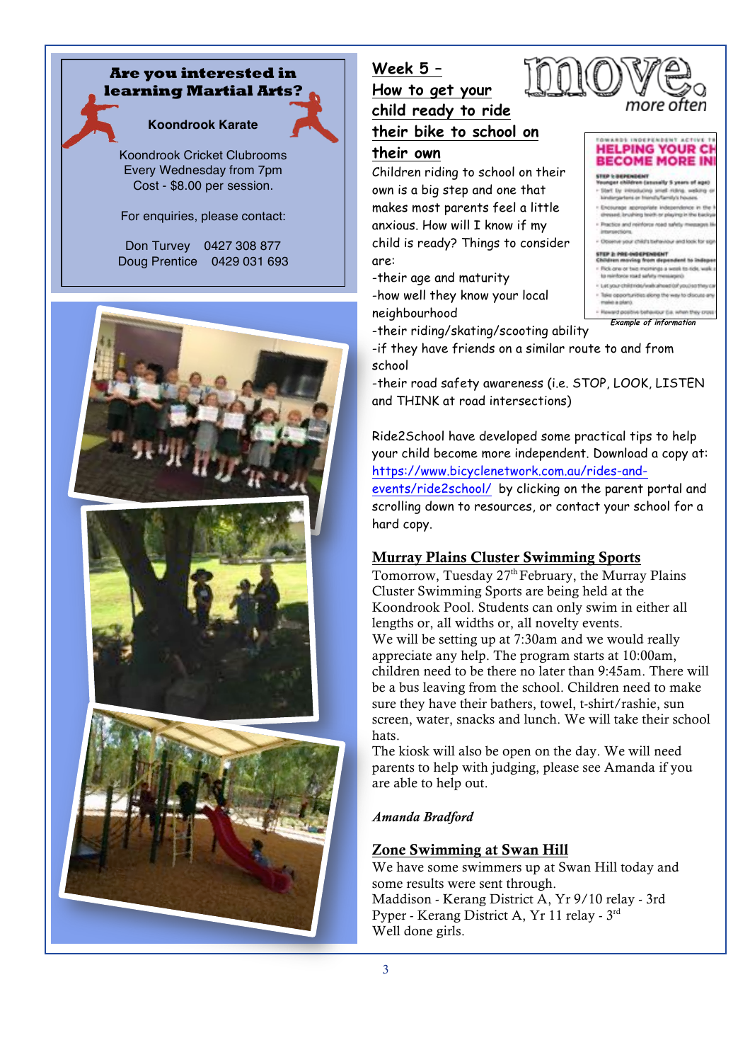## Are you interested in learning Martial Arts?

**Koondrook Karate**

Koondrook Cricket Clubrooms
Every Wednesday from 7pm
Cost - $8.00 per session.

For enquiries, please contact:

Don Turvey 0427 308 877
Doug Prentice 0429 031 693

## Week 5 – How to get your child ready to ride their bike to school on their own

Children riding to school on their own is a big step and one that makes most parents feel a little anxious. How will I know if my child is ready? Things to consider are:

-their age and maturity
-how well they know your local neighbourhood
-their riding/skating/scooting ability
-if they have friends on a similar route to and from school
-their road safety awareness (i.e. STOP, LOOK, LISTEN and THINK at road intersections)

*Example of information*

Ride2School have developed some practical tips to help your child become more independent. Download a copy at: https://www.bicyclenetwork.com.au/rides-and-events/ride2school/ by clicking on the parent portal and scrolling down to resources, or contact your school for a hard copy.

## Murray Plains Cluster Swimming Sports

Tomorrow, Tuesday 27th February, the Murray Plains Cluster Swimming Sports are being held at the Koondrook Pool. Students can only swim in either all lengths or, all widths or, all novelty events.

We will be setting up at 7:30am and we would really appreciate any help. The program starts at 10:00am, children need to be there no later than 9:45am. There will be a bus leaving from the school. Children need to make sure they have their bathers, towel, t-shirt/rashie, sun screen, water, snacks and lunch. We will take their school hats.

The kiosk will also be open on the day. We will need parents to help with judging, please see Amanda if you are able to help out.

*Amanda Bradford*

## Zone Swimming at Swan Hill

We have some swimmers up at Swan Hill today and some results were sent through.
Maddison - Kerang District A, Yr 9/10 relay - 3rd
Pyper - Kerang District A, Yr 11 relay - 3rd
Well done girls.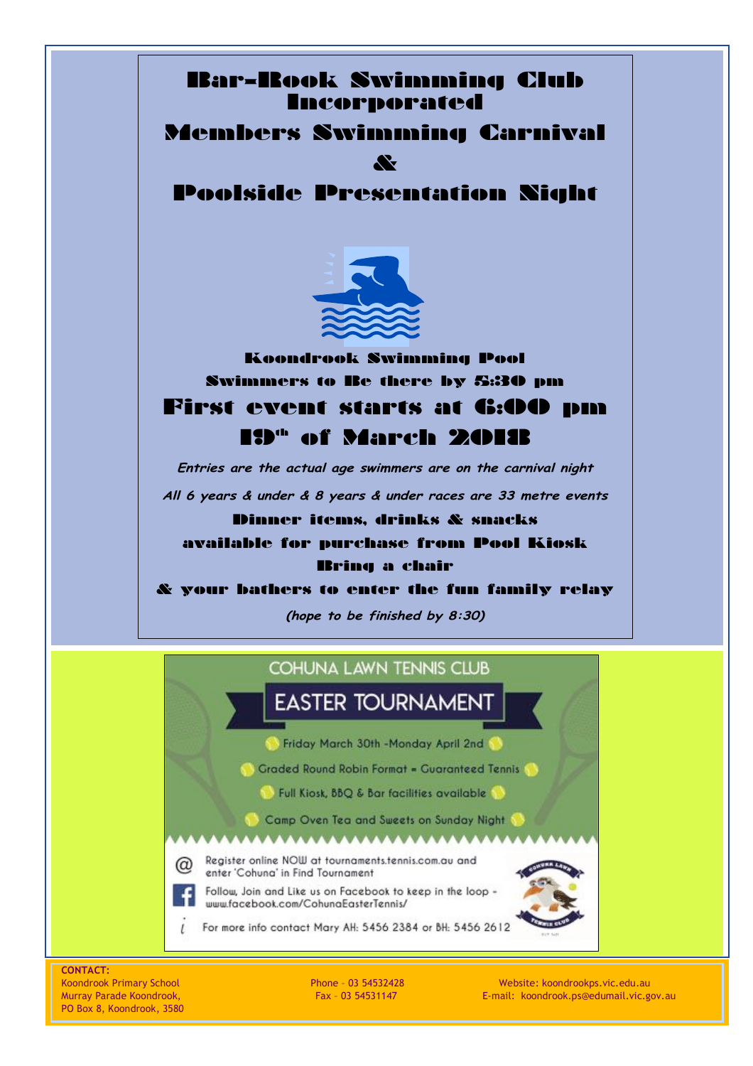# Bar-Rook Swimming Club Incorporated

## Members Swimming Carnival

## &

## Poolside Presentation Night

**Koondrook Swimming Pool**

**Swimmers to Be there by 5:30 pm**

## First event starts at 6:00 pm

## 19th of March 2018

*Entries are the actual age swimmers are on the carnival night*

*All 6 years & under & 8 years & under races are 33 metre events*

**Dinner items, drinks & snacks**

**available for purchase from Pool Kiosk**

**Bring a chair**

**& your bathers to enter the fun family relay**

*(hope to be finished by 8:30)*

---

COHUNA LAWN TENNIS CLUB

## EASTER TOURNAMENT

- Friday March 30th -Monday April 2nd
- Graded Round Robin Format - Guaranteed Tennis
- Full Kiosk, BBQ & Bar facilities available
- Camp Oven Tea and Sweets on Sunday Night

@ Register online NOW at tournaments.tennis.com.au and enter 'Cohuna' in Find Tournament

Follow, Join and Like us on Facebook to keep in the loop - www.facebook.com/CohunaEasterTennis/

For more info contact Mary AH: 5456 2384 or BH: 5456 2612

---

**CONTACT:**

Koondrook Primary School
Murray Parade Koondrook,
PO Box 8, Koondrook, 3580

Phone – 03 54532428
Fax – 03 54531147

Website: koondrookps.vic.edu.au
E-mail: koondrook.ps@edumail.vic.gov.au